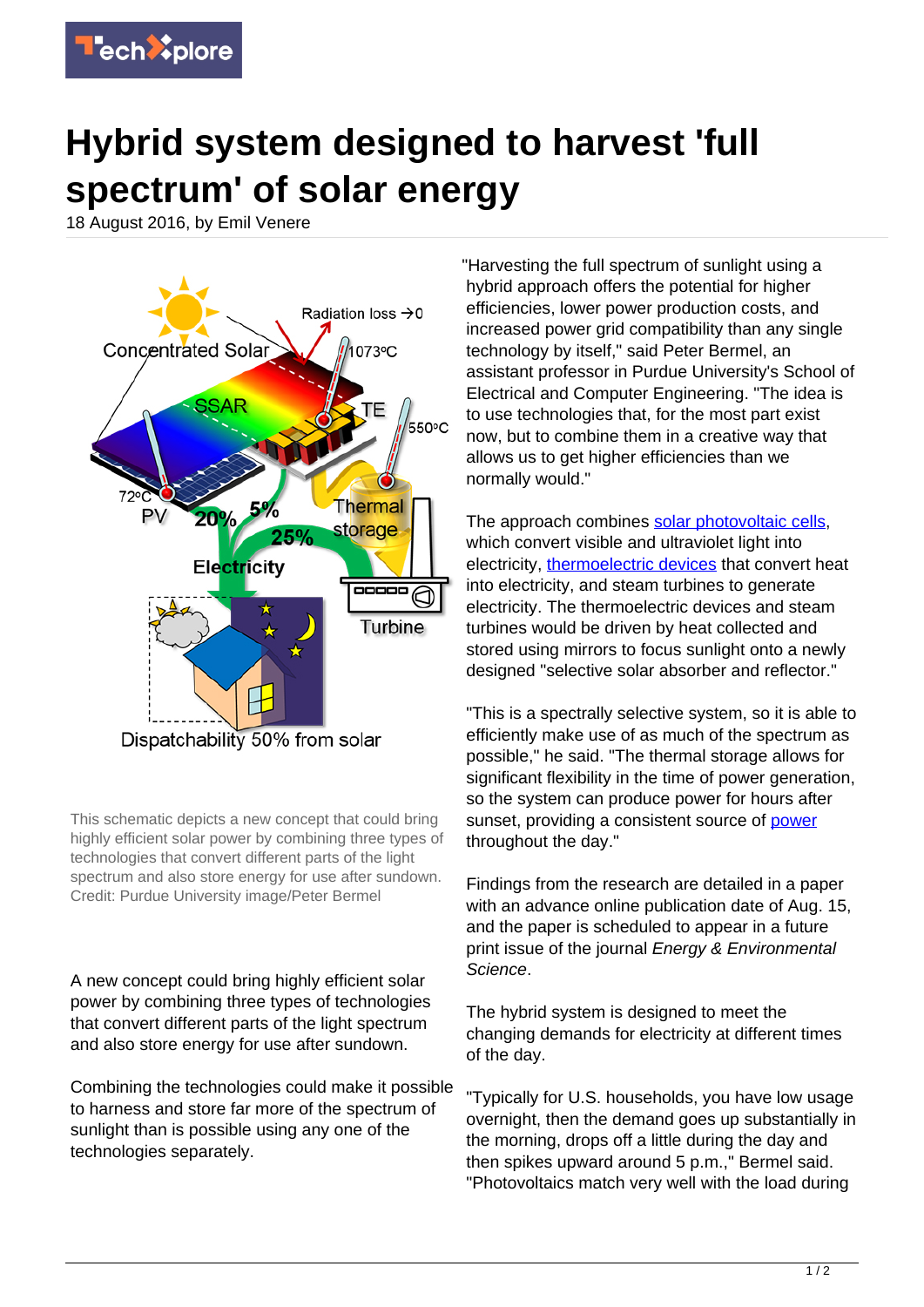# Hybrid system designed to harvest 'full spectrum' of solar energy

18 August 2016, by Emil Venere

This schematic depicts a new concept that could bring highly efficient solar power by combining three types of technologies that convert different parts of the light spectrum and also store energy for use after sundown. Credit: Purdue University image/Peter Bermel

A new concept could bring highly efficient solar power by combining three types of technologies that convert different parts of the light spectrum and also store energy for use after sundown.

Combining the technologies could make it possible to harness and store far more of the spectrum of sunlight than is possible using any one of the technologies separately.

"Harvesting the full spectrum of sunlight using a hybrid approach offers the potential for higher efficiencies, lower power production costs, and increased power grid compatibility than any single technology by itself," said Peter Bermel, an assistant professor in Purdue University's School of Electrical and Computer Engineering. "The idea is to use technologies that, for the most part exist now, but to combine them in a creative way that allows us to get higher efficiencies than we normally would."

The approach combines solar photovoltaic cells, which convert visible and ultraviolet light into electricity, thermoelectric devices that convert heat into electricity, and steam turbines to generate electricity. The thermoelectric devices and steam turbines would be driven by heat collected and stored using mirrors to focus sunlight onto a newly designed "selective solar absorber and reflector."

"This is a spectrally selective system, so it is able to efficiently make use of as much of the spectrum as possible," he said. "The thermal storage allows for significant flexibility in the time of power generation, so the system can produce power for hours after sunset, providing a consistent source of power throughout the day."

Findings from the research are detailed in a paper with an advance online publication date of Aug. 15, and the paper is scheduled to appear in a future print issue of the journal *Energy & Environmental Science*.

The hybrid system is designed to meet the changing demands for electricity at different times of the day.

"Typically for U.S. households, you have low usage overnight, then the demand goes up substantially in the morning, drops off a little during the day and then spikes upward around 5 p.m.," Bermel said. "Photovoltaics match very well with the load during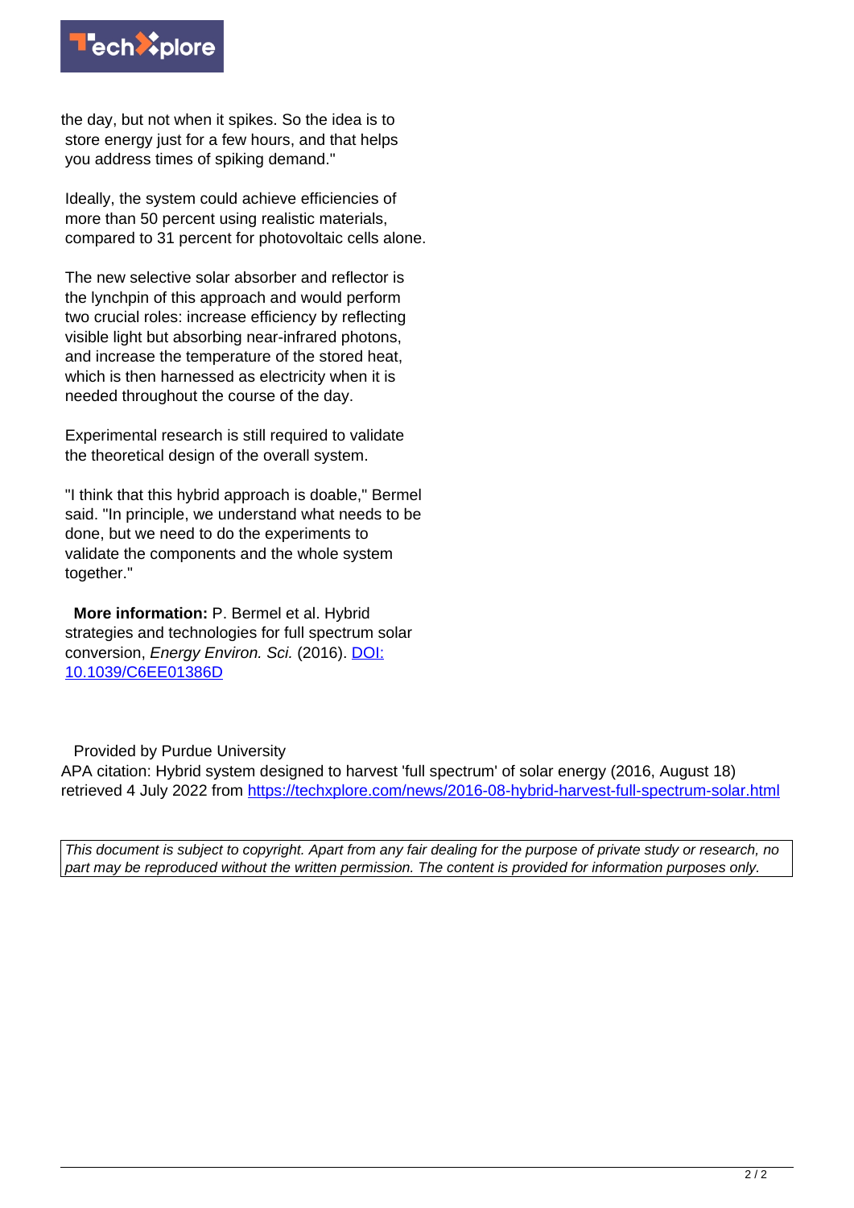the day, but not when it spikes. So the idea is to store energy just for a few hours, and that helps you address times of spiking demand."

Ideally, the system could achieve efficiencies of more than 50 percent using realistic materials, compared to 31 percent for photovoltaic cells alone.

The new selective solar absorber and reflector is the lynchpin of this approach and would perform two crucial roles: increase efficiency by reflecting visible light but absorbing near-infrared photons, and increase the temperature of the stored heat, which is then harnessed as electricity when it is needed throughout the course of the day.

Experimental research is still required to validate the theoretical design of the overall system.

"I think that this hybrid approach is doable," Bermel said. "In principle, we understand what needs to be done, but we need to do the experiments to validate the components and the whole system together."

**More information:** P. Bermel et al. Hybrid strategies and technologies for full spectrum solar conversion, *Energy Environ. Sci.* (2016). DOI: 10.1039/C6EE01386D

Provided by Purdue University

APA citation: Hybrid system designed to harvest 'full spectrum' of solar energy (2016, August 18) retrieved 4 July 2022 from https://techxplore.com/news/2016-08-hybrid-harvest-full-spectrum-solar.html

*This document is subject to copyright. Apart from any fair dealing for the purpose of private study or research, no part may be reproduced without the written permission. The content is provided for information purposes only.*